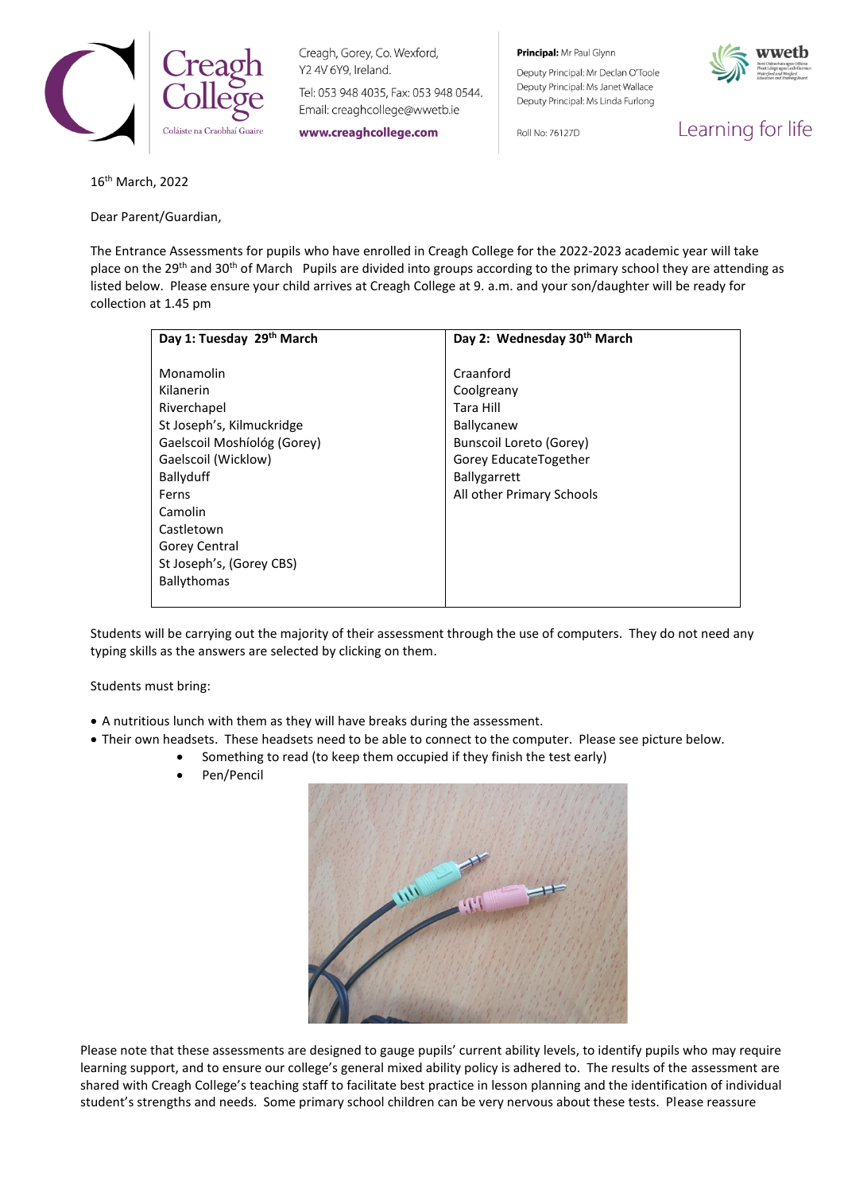Creagh College
Coláiste na Craobhaí Guaire

Creagh, Gorey, Co. Wexford,
Y2 4V 6Y9, Ireland.

Tel: 053 948 4035, Fax: 053 948 0544.
Email: creaghcollege@wwetb.ie

**www.creaghcollege.com**

**Principal:** Mr Paul Glynn
Deputy Principal: Mr Declan O'Toole
Deputy Principal: Ms Janet Wallace
Deputy Principal: Ms Linda Furlong

Roll No: 76127D

wwetb

Learning for life

16th March, 2022

Dear Parent/Guardian,

The Entrance Assessments for pupils who have enrolled in Creagh College for the 2022-2023 academic year will take place on the 29th and 30th of March  Pupils are divided into groups according to the primary school they are attending as listed below.  Please ensure your child arrives at Creagh College at 9. a.m. and your son/daughter will be ready for collection at 1.45 pm

| **Day 1: Tuesday 29th March** | **Day 2: Wednesday 30th March** |
|---|---|
| Monamolin | Craanford |
| Kilanerin | Coolgreany |
| Riverchapel | Tara Hill |
| St Joseph's, Kilmuckridge | Ballycanew |
| Gaelscoil Moshíológ (Gorey) | Bunscoil Loreto (Gorey) |
| Gaelscoil (Wicklow) | Gorey EducateTogether |
| Ballyduff | Ballygarrett |
| Ferns | All other Primary Schools |
| Camolin | |
| Castletown | |
| Gorey Central | |
| St Joseph's, (Gorey CBS) | |
| Ballythomas | |

Students will be carrying out the majority of their assessment through the use of computers.  They do not need any typing skills as the answers are selected by clicking on them.

Students must bring:

- A nutritious lunch with them as they will have breaks during the assessment.
- Their own headsets.  These headsets need to be able to connect to the computer.  Please see picture below.
  - Something to read (to keep them occupied if they finish the test early)
  - Pen/Pencil

Please note that these assessments are designed to gauge pupils' current ability levels, to identify pupils who may require learning support, and to ensure our college's general mixed ability policy is adhered to.  The results of the assessment are shared with Creagh College's teaching staff to facilitate best practice in lesson planning and the identification of individual student's strengths and needs.  Some primary school children can be very nervous about these tests.  Please reassure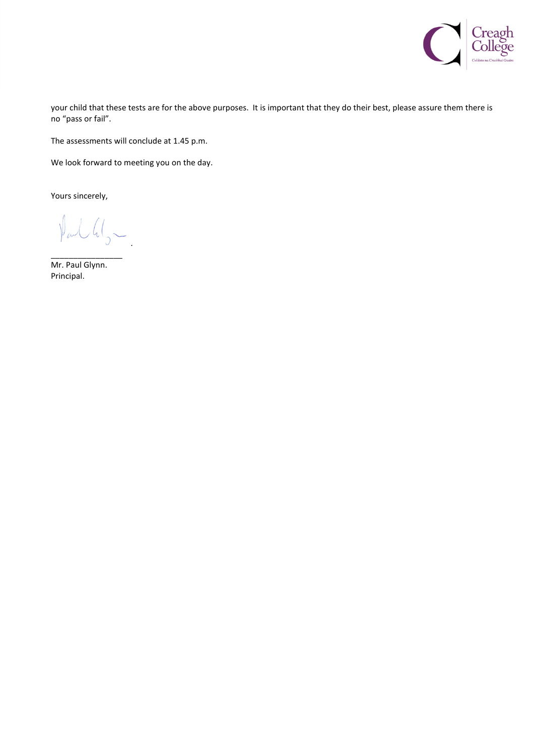your child that these tests are for the above purposes. It is important that they do their best, please assure them there is no "pass or fail".

The assessments will conclude at 1.45 p.m.

We look forward to meeting you on the day.

Yours sincerely,

\_\_\_\_\_\_\_\_\_\_\_\_\_\_\_\_

Mr. Paul Glynn.
Principal.